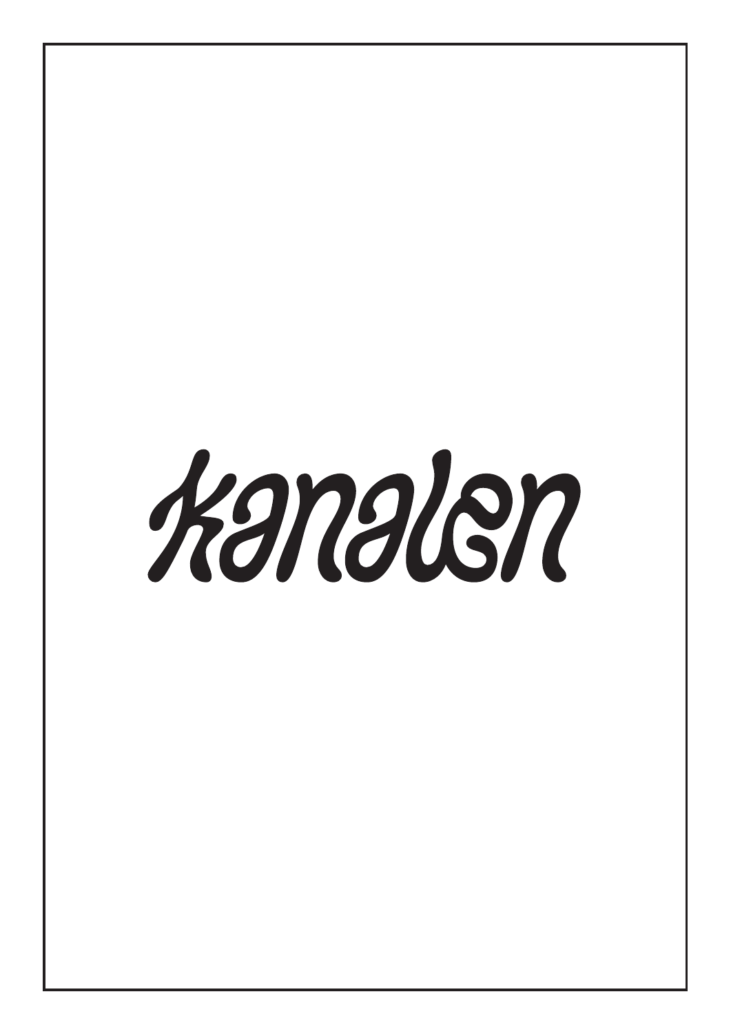# kanalen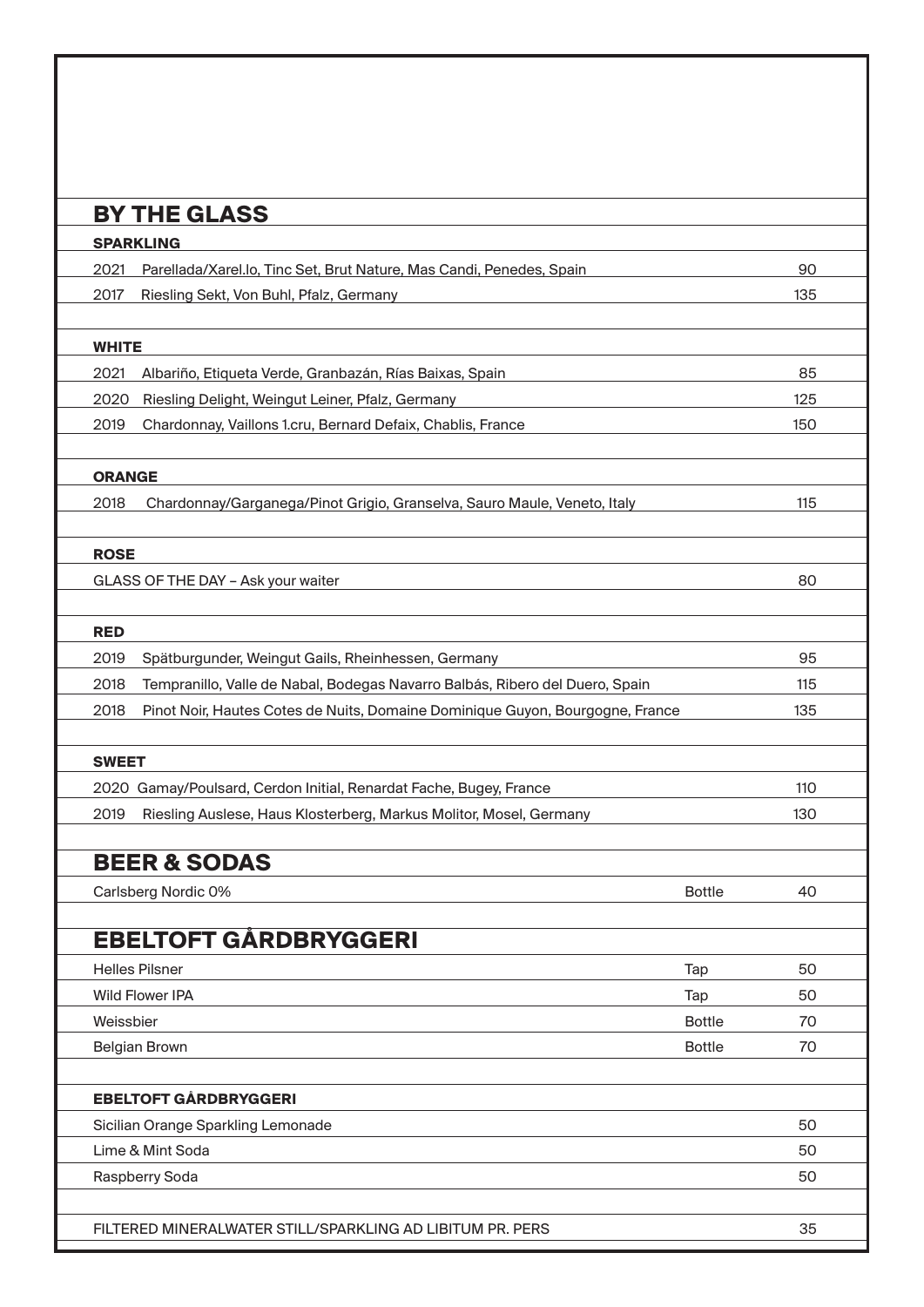## BY THE GLASS

### SPARKLING

| | |
|---|---|
| 2021 Parellada/Xarel.lo, Tinc Set, Brut Nature, Mas Candi, Penedes, Spain | 90 |
| 2017 Riesling Sekt, Von Buhl, Pfalz, Germany | 135 |

### WHITE

| | |
|---|---|
| 2021 Albariño, Etiqueta Verde, Granbazán, Rías Baixas, Spain | 85 |
| 2020 Riesling Delight, Weingut Leiner, Pfalz, Germany | 125 |
| 2019 Chardonnay, Vaillons 1.cru, Bernard Defaix, Chablis, France | 150 |

### ORANGE

| | |
|---|---|
| 2018 Chardonnay/Garganega/Pinot Grigio, Granselva, Sauro Maule, Veneto, Italy | 115 |

### ROSE

| | |
|---|---|
| GLASS OF THE DAY – Ask your waiter | 80 |

### RED

| | |
|---|---|
| 2019 Spätburgunder, Weingut Gails, Rheinhessen, Germany | 95 |
| 2018 Tempranillo, Valle de Nabal, Bodegas Navarro Balbás, Ribero del Duero, Spain | 115 |
| 2018 Pinot Noir, Hautes Cotes de Nuits, Domaine Dominique Guyon, Bourgogne, France | 135 |

### SWEET

| | |
|---|---|
| 2020 Gamay/Poulsard, Cerdon Initial, Renardat Fache, Bugey, France | 110 |
| 2019 Riesling Auslese, Haus Klosterberg, Markus Molitor, Mosel, Germany | 130 |

## BEER & SODAS

| | | |
|---|---|---|
| Carlsberg Nordic 0% | Bottle | 40 |

## EBELTOFT GÅRDBRYGGERI

| | | |
|---|---|---|
| Helles Pilsner | Tap | 50 |
| Wild Flower IPA | Tap | 50 |
| Weissbier | Bottle | 70 |
| Belgian Brown | Bottle | 70 |

### EBELTOFT GÅRDBRYGGERI

| | |
|---|---|
| Sicilian Orange Sparkling Lemonade | 50 |
| Lime & Mint Soda | 50 |
| Raspberry Soda | 50 |

| | |
|---|---|
| FILTERED MINERALWATER STILL/SPARKLING AD LIBITUM PR. PERS | 35 |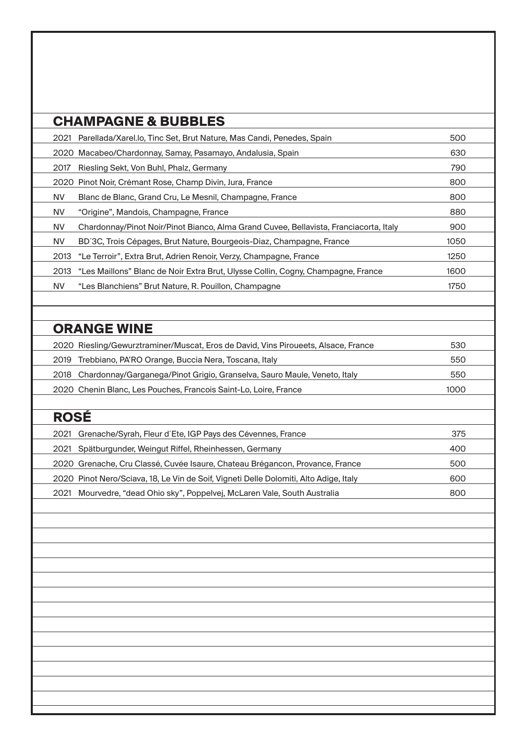## CHAMPAGNE & BUBBLES

| | | |
|---|---|---|
| 2021 | Parellada/Xarel.lo, Tinc Set, Brut Nature, Mas Candi, Penedes, Spain | 500 |
| 2020 | Macabeo/Chardonnay, Samay, Pasamayo, Andalusia, Spain | 630 |
| 2017 | Riesling Sekt, Von Buhl, Phalz, Germany | 790 |
| 2020 | Pinot Noir, Crémant Rose, Champ Divin, Jura, France | 800 |
| NV | Blanc de Blanc, Grand Cru, Le Mesnil, Champagne, France | 800 |
| NV | "Origine", Mandois, Champagne, France | 880 |
| NV | Chardonnay/Pinot Noir/Pinot Bianco, Alma Grand Cuvee, Bellavista, Franciacorta, Italy | 900 |
| NV | BD´3C, Trois Cépages, Brut Nature, Bourgeois-Diaz, Champagne, France | 1050 |
| 2013 | "Le Terroir", Extra Brut, Adrien Renoir, Verzy, Champagne, France | 1250 |
| 2013 | "Les Maillons" Blanc de Noir Extra Brut, Ulysse Collin, Cogny, Champagne, France | 1600 |
| NV | "Les Blanchiens" Brut Nature, R. Pouillon, Champagne | 1750 |

## ORANGE WINE

| | | |
|---|---|---|
| 2020 | Riesling/Gewurztraminer/Muscat, Eros de David, Vins Piroueets, Alsace, France | 530 |
| 2019 | Trebbiano, PA'RO Orange, Buccia Nera, Toscana, Italy | 550 |
| 2018 | Chardonnay/Garganega/Pinot Grigio, Granselva, Sauro Maule, Veneto, Italy | 550 |
| 2020 | Chenin Blanc, Les Pouches, Francois Saint-Lo, Loire, France | 1000 |

## ROSÉ

| | | |
|---|---|---|
| 2021 | Grenache/Syrah, Fleur d´Ete, IGP Pays des Cévennes, France | 375 |
| 2021 | Spätburgunder, Weingut Riffel, Rheinhessen, Germany | 400 |
| 2020 | Grenache, Cru Classé, Cuvée Isaure, Chateau Brégancon, Provance, France | 500 |
| 2020 | Pinot Nero/Sciava, 18, Le Vin de Soif, Vigneti Delle Dolomiti, Alto Adige, Italy | 600 |
| 2021 | Mourvedre, "dead Ohio sky", Poppelvej, McLaren Vale, South Australia | 800 |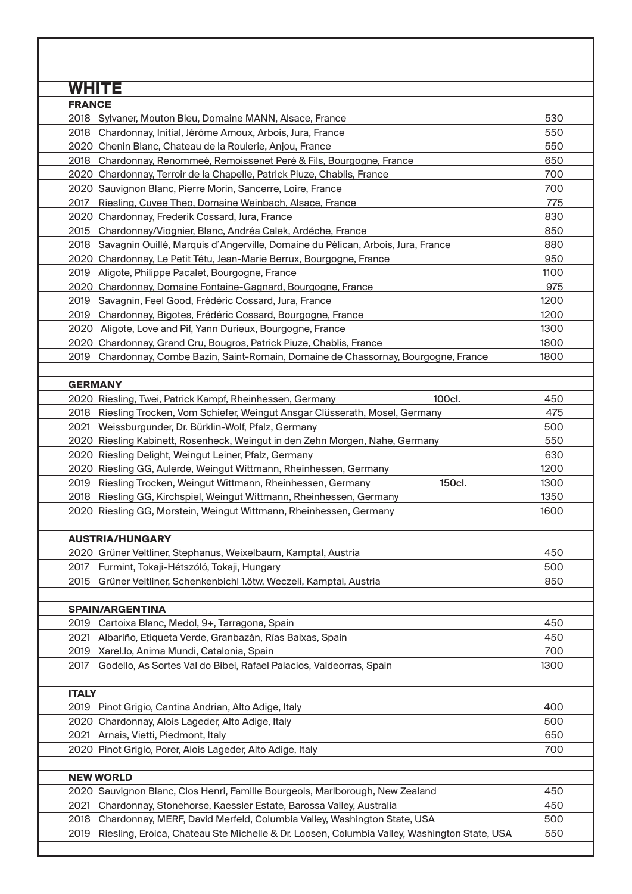# WHITE

## FRANCE

| Year | Wine | | Price |
|---|---|---|---|
| 2018 | Sylvaner, Mouton Bleu, Domaine MANN, Alsace, France | | 530 |
| 2018 | Chardonnay, Initial, Jéróme Arnoux, Arbois, Jura, France | | 550 |
| 2020 | Chenin Blanc, Chateau de la Roulerie, Anjou, France | | 550 |
| 2018 | Chardonnay, Renommeé, Remoissenet Peré & Fils, Bourgogne, France | | 650 |
| 2020 | Chardonnay, Terroir de la Chapelle, Patrick Piuze, Chablis, France | | 700 |
| 2020 | Sauvignon Blanc, Pierre Morin, Sancerre, Loire, France | | 700 |
| 2017 | Riesling, Cuvee Theo, Domaine Weinbach, Alsace, France | | 775 |
| 2020 | Chardonnay, Frederik Cossard, Jura, France | | 830 |
| 2015 | Chardonnay/Viognier, Blanc, Andréa Calek, Ardéche, France | | 850 |
| 2018 | Savagnin Ouillé, Marquis d´Angerville, Domaine du Pélican, Arbois, Jura, France | | 880 |
| 2020 | Chardonnay, Le Petit Tétu, Jean-Marie Berrux, Bourgogne, France | | 950 |
| 2019 | Aligote, Philippe Pacalet, Bourgogne, France | | 1100 |
| 2020 | Chardonnay, Domaine Fontaine-Gagnard, Bourgogne, France | | 975 |
| 2019 | Savagnin, Feel Good, Frédéric Cossard, Jura, France | | 1200 |
| 2019 | Chardonnay, Bigotes, Frédéric Cossard, Bourgogne, France | | 1200 |
| 2020 | Aligote, Love and Pif, Yann Durieux, Bourgogne, France | | 1300 |
| 2020 | Chardonnay, Grand Cru, Bougros, Patrick Piuze, Chablis, France | | 1800 |
| 2019 | Chardonnay, Combe Bazin, Saint-Romain, Domaine de Chassornay, Bourgogne, France | | 1800 |

## GERMANY

| Year | Wine | | Price |
|---|---|---|---|
| 2020 | Riesling, Twei, Patrick Kampf, Rheinhessen, Germany | 100cl. | 450 |
| 2018 | Riesling Trocken, Vom Schiefer, Weingut Ansgar Clüsserath, Mosel, Germany | | 475 |
| 2021 | Weissburgunder, Dr. Bürklin-Wolf, Pfalz, Germany | | 500 |
| 2020 | Riesling Kabinett, Rosenheck, Weingut in den Zehn Morgen, Nahe, Germany | | 550 |
| 2020 | Riesling Delight, Weingut Leiner, Pfalz, Germany | | 630 |
| 2020 | Riesling GG, Aulerde, Weingut Wittmann, Rheinhessen, Germany | | 1200 |
| 2019 | Riesling Trocken, Weingut Wittmann, Rheinhessen, Germany | 150cl. | 1300 |
| 2018 | Riesling GG, Kirchspiel, Weingut Wittmann, Rheinhessen, Germany | | 1350 |
| 2020 | Riesling GG, Morstein, Weingut Wittmann, Rheinhessen, Germany | | 1600 |

## AUSTRIA/HUNGARY

| Year | Wine | | Price |
|---|---|---|---|
| 2020 | Grüner Veltliner, Stephanus, Weixelbaum, Kamptal, Austria | | 450 |
| 2017 | Furmint, Tokaji-Hétszóló, Tokaji, Hungary | | 500 |
| 2015 | Grüner Veltliner, Schenkenbichl 1.ötw, Weczeli, Kamptal, Austria | | 850 |

## SPAIN/ARGENTINA

| Year | Wine | | Price |
|---|---|---|---|
| 2019 | Cartoixa Blanc, Medol, 9+, Tarragona, Spain | | 450 |
| 2021 | Albariño, Etiqueta Verde, Granbazán, Rías Baixas, Spain | | 450 |
| 2019 | Xarel.lo, Anima Mundi, Catalonia, Spain | | 700 |
| 2017 | Godello, As Sortes Val do Bibei, Rafael Palacios, Valdeorras, Spain | | 1300 |

## ITALY

| Year | Wine | | Price |
|---|---|---|---|
| 2019 | Pinot Grigio, Cantina Andrian, Alto Adige, Italy | | 400 |
| 2020 | Chardonnay, Alois Lageder, Alto Adige, Italy | | 500 |
| 2021 | Arnais, Vietti, Piedmont, Italy | | 650 |
| 2020 | Pinot Grigio, Porer, Alois Lageder, Alto Adige, Italy | | 700 |

## NEW WORLD

| Year | Wine | | Price |
|---|---|---|---|
| 2020 | Sauvignon Blanc, Clos Henri, Famille Bourgeois, Marlborough, New Zealand | | 450 |
| 2021 | Chardonnay, Stonehorse, Kaessler Estate, Barossa Valley, Australia | | 450 |
| 2018 | Chardonnay, MERF, David Merfeld, Columbia Valley, Washington State, USA | | 500 |
| 2019 | Riesling, Eroica, Chateau Ste Michelle & Dr. Loosen, Columbia Valley, Washington State, USA | | 550 |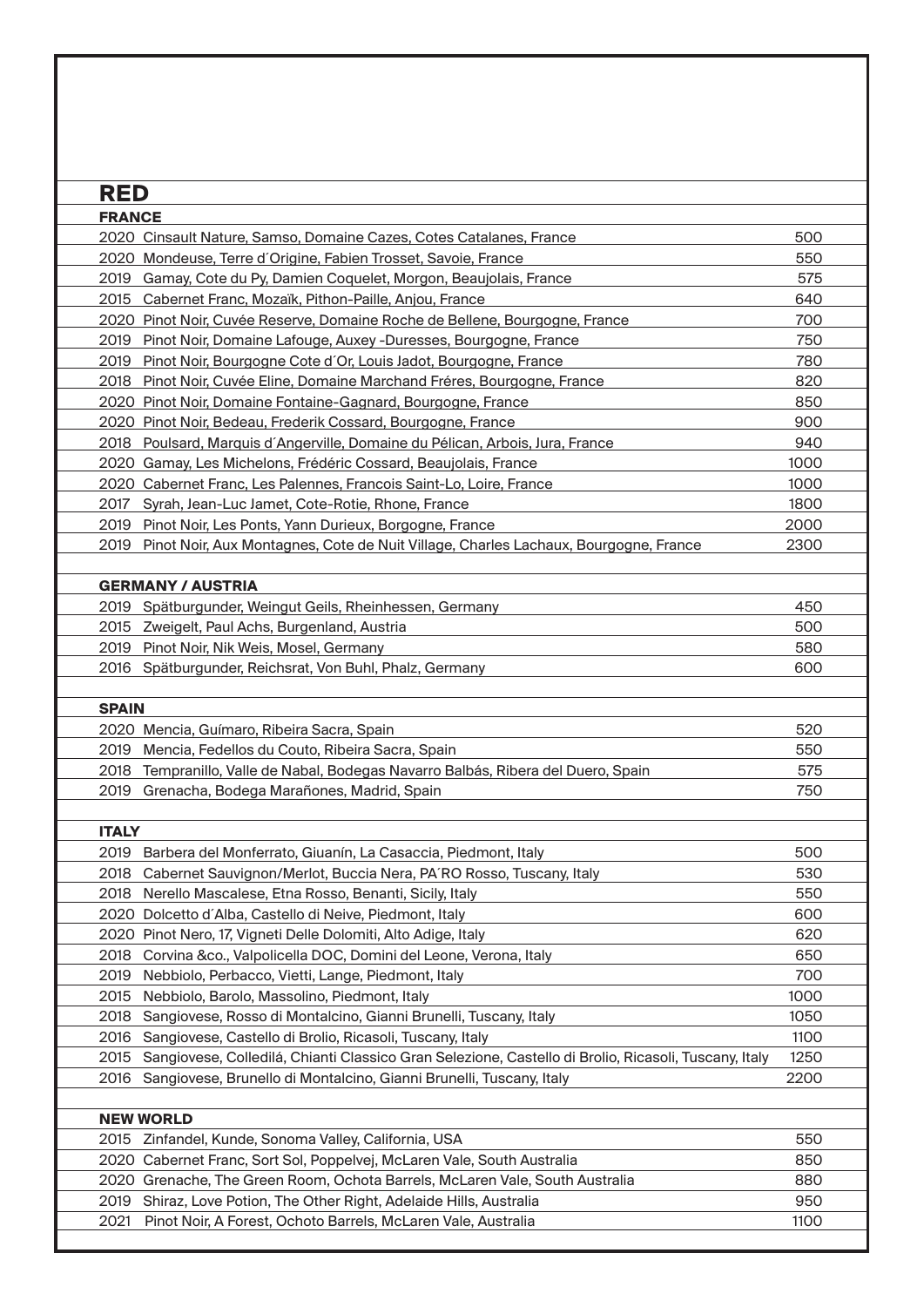# RED

## FRANCE

| | |
|---|---|
| 2020 Cinsault Nature, Samso, Domaine Cazes, Cotes Catalanes, France | 500 |
| 2020 Mondeuse, Terre d´Origine, Fabien Trosset, Savoie, France | 550 |
| 2019 Gamay, Cote du Py, Damien Coquelet, Morgon, Beaujolais, France | 575 |
| 2015 Cabernet Franc, Mozaïk, Pithon-Paille, Anjou, France | 640 |
| 2020 Pinot Noir, Cuvée Reserve, Domaine Roche de Bellene, Bourgogne, France | 700 |
| 2019 Pinot Noir, Domaine Lafouge, Auxey -Duresses, Bourgogne, France | 750 |
| 2019 Pinot Noir, Bourgogne Cote d´Or, Louis Jadot, Bourgogne, France | 780 |
| 2018 Pinot Noir, Cuvée Eline, Domaine Marchand Fréres, Bourgogne, France | 820 |
| 2020 Pinot Noir, Domaine Fontaine-Gagnard, Bourgogne, France | 850 |
| 2020 Pinot Noir, Bedeau, Frederik Cossard, Bourgogne, France | 900 |
| 2018 Poulsard, Marquis d´Angerville, Domaine du Pélican, Arbois, Jura, France | 940 |
| 2020 Gamay, Les Michelons, Frédéric Cossard, Beaujolais, France | 1000 |
| 2020 Cabernet Franc, Les Palennes, Francois Saint-Lo, Loire, France | 1000 |
| 2017 Syrah, Jean-Luc Jamet, Cote-Rotie, Rhone, France | 1800 |
| 2019 Pinot Noir, Les Ponts, Yann Durieux, Borgogne, France | 2000 |
| 2019 Pinot Noir, Aux Montagnes, Cote de Nuit Village, Charles Lachaux, Bourgogne, France | 2300 |

## GERMANY / AUSTRIA

| | |
|---|---|
| 2019 Spätburgunder, Weingut Geils, Rheinhessen, Germany | 450 |
| 2015 Zweigelt, Paul Achs, Burgenland, Austria | 500 |
| 2019 Pinot Noir, Nik Weis, Mosel, Germany | 580 |
| 2016 Spätburgunder, Reichsrat, Von Buhl, Phalz, Germany | 600 |

## SPAIN

| | |
|---|---|
| 2020 Mencia, Guímaro, Ribeira Sacra, Spain | 520 |
| 2019 Mencia, Fedellos du Couto, Ribeira Sacra, Spain | 550 |
| 2018 Tempranillo, Valle de Nabal, Bodegas Navarro Balbás, Ribera del Duero, Spain | 575 |
| 2019 Grenacha, Bodega Marañones, Madrid, Spain | 750 |

## ITALY

| | |
|---|---|
| 2019 Barbera del Monferrato, Giuanín, La Casaccia, Piedmont, Italy | 500 |
| 2018 Cabernet Sauvignon/Merlot, Buccia Nera, PA´RO Rosso, Tuscany, Italy | 530 |
| 2018 Nerello Mascalese, Etna Rosso, Benanti, Sicily, Italy | 550 |
| 2020 Dolcetto d´Alba, Castello di Neive, Piedmont, Italy | 600 |
| 2020 Pinot Nero, 17, Vigneti Delle Dolomiti, Alto Adige, Italy | 620 |
| 2018 Corvina &co., Valpolicella DOC, Domini del Leone, Verona, Italy | 650 |
| 2019 Nebbiolo, Perbacco, Vietti, Lange, Piedmont, Italy | 700 |
| 2015 Nebbiolo, Barolo, Massolino, Piedmont, Italy | 1000 |
| 2018 Sangiovese, Rosso di Montalcino, Gianni Brunelli, Tuscany, Italy | 1050 |
| 2016 Sangiovese, Castello di Brolio, Ricasoli, Tuscany, Italy | 1100 |
| 2015 Sangiovese, Colledilá, Chianti Classico Gran Selezione, Castello di Brolio, Ricasoli, Tuscany, Italy | 1250 |
| 2016 Sangiovese, Brunello di Montalcino, Gianni Brunelli, Tuscany, Italy | 2200 |

## NEW WORLD

| | |
|---|---|
| 2015 Zinfandel, Kunde, Sonoma Valley, California, USA | 550 |
| 2020 Cabernet Franc, Sort Sol, Poppelvej, McLaren Vale, South Australia | 850 |
| 2020 Grenache, The Green Room, Ochota Barrels, McLaren Vale, South Australia | 880 |
| 2019 Shiraz, Love Potion, The Other Right, Adelaide Hills, Australia | 950 |
| 2021 Pinot Noir, A Forest, Ochoto Barrels, McLaren Vale, Australia | 1100 |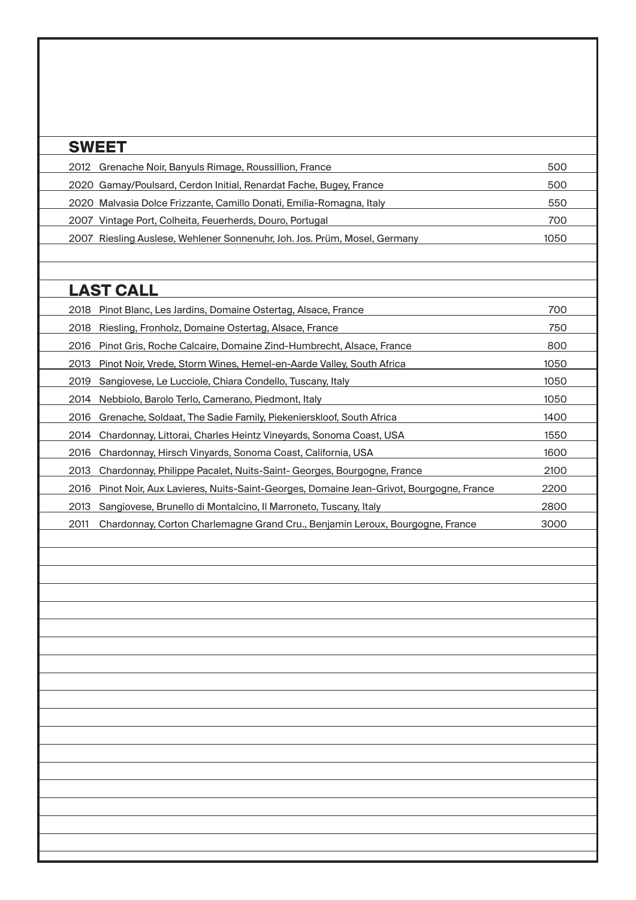## SWEET

| | | |
|---|---|---|
| 2012 | Grenache Noir, Banyuls Rimage, Roussillion, France | 500 |
| 2020 | Gamay/Poulsard, Cerdon Initial, Renardat Fache, Bugey, France | 500 |
| 2020 | Malvasia Dolce Frizzante, Camillo Donati, Emilia-Romagna, Italy | 550 |
| 2007 | Vintage Port, Colheita, Feuerherds, Douro, Portugal | 700 |
| 2007 | Riesling Auslese, Wehlener Sonnenuhr, Joh. Jos. Prüm, Mosel, Germany | 1050 |

## LAST CALL

| | | |
|---|---|---|
| 2018 | Pinot Blanc, Les Jardins, Domaine Ostertag, Alsace, France | 700 |
| 2018 | Riesling, Fronholz, Domaine Ostertag, Alsace, France | 750 |
| 2016 | Pinot Gris, Roche Calcaire, Domaine Zind-Humbrecht, Alsace, France | 800 |
| 2013 | Pinot Noir, Vrede, Storm Wines, Hemel-en-Aarde Valley, South Africa | 1050 |
| 2019 | Sangiovese, Le Lucciole, Chiara Condello, Tuscany, Italy | 1050 |
| 2014 | Nebbiolo, Barolo Terlo, Camerano, Piedmont, Italy | 1050 |
| 2016 | Grenache, Soldaat, The Sadie Family, Piekenierskloof, South Africa | 1400 |
| 2014 | Chardonnay, Littorai, Charles Heintz Vineyards, Sonoma Coast, USA | 1550 |
| 2016 | Chardonnay, Hirsch Vinyards, Sonoma Coast, California, USA | 1600 |
| 2013 | Chardonnay, Philippe Pacalet, Nuits-Saint- Georges, Bourgogne, France | 2100 |
| 2016 | Pinot Noir, Aux Lavieres, Nuits-Saint-Georges, Domaine Jean-Grivot, Bourgogne, France | 2200 |
| 2013 | Sangiovese, Brunello di Montalcino, Il Marroneto, Tuscany, Italy | 2800 |
| 2011 | Chardonnay, Corton Charlemagne Grand Cru., Benjamin Leroux, Bourgogne, France | 3000 |